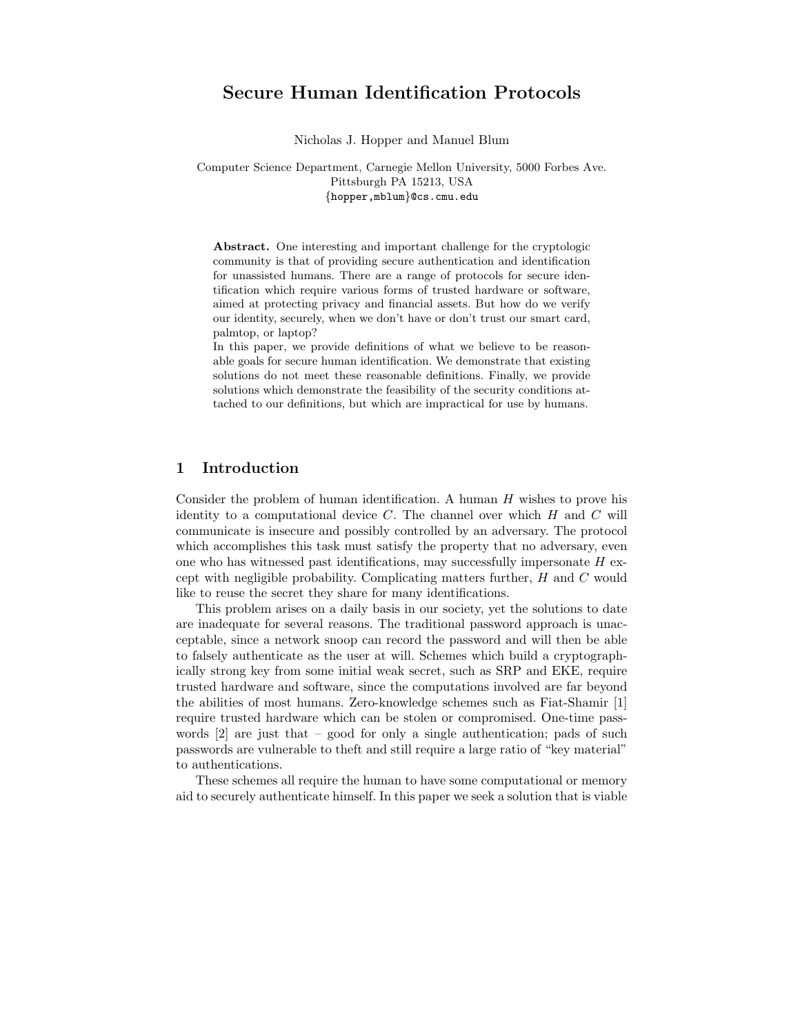# Secure Human Identification Protocols

Nicholas J. Hopper and Manuel Blum

Computer Science Department, Carnegie Mellon University, 5000 Forbes Ave.
Pittsburgh PA 15213, USA
{hopper,mblum}@cs.cmu.edu

**Abstract.** One interesting and important challenge for the cryptologic community is that of providing secure authentication and identification for unassisted humans. There are a range of protocols for secure identification which require various forms of trusted hardware or software, aimed at protecting privacy and financial assets. But how do we verify our identity, securely, when we don't have or don't trust our smart card, palmtop, or laptop?

In this paper, we provide definitions of what we believe to be reasonable goals for secure human identification. We demonstrate that existing solutions do not meet these reasonable definitions. Finally, we provide solutions which demonstrate the feasibility of the security conditions attached to our definitions, but which are impractical for use by humans.

## 1 Introduction

Consider the problem of human identification. A human $H$ wishes to prove his identity to a computational device $C$. The channel over which $H$ and $C$ will communicate is insecure and possibly controlled by an adversary. The protocol which accomplishes this task must satisfy the property that no adversary, even one who has witnessed past identifications, may successfully impersonate $H$ except with negligible probability. Complicating matters further, $H$ and $C$ would like to reuse the secret they share for many identifications.

This problem arises on a daily basis in our society, yet the solutions to date are inadequate for several reasons. The traditional password approach is unacceptable, since a network snoop can record the password and will then be able to falsely authenticate as the user at will. Schemes which build a cryptographically strong key from some initial weak secret, such as SRP and EKE, require trusted hardware and software, since the computations involved are far beyond the abilities of most humans. Zero-knowledge schemes such as Fiat-Shamir [1] require trusted hardware which can be stolen or compromised. One-time passwords [2] are just that – good for only a single authentication; pads of such passwords are vulnerable to theft and still require a large ratio of "key material" to authentications.

These schemes all require the human to have some computational or memory aid to securely authenticate himself. In this paper we seek a solution that is viable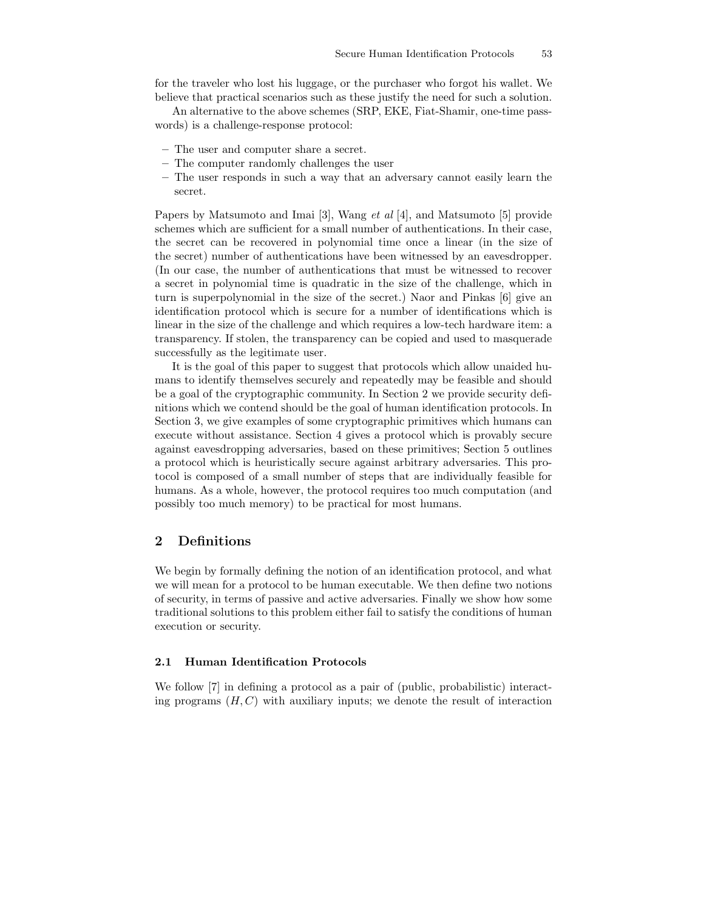for the traveler who lost his luggage, or the purchaser who forgot his wallet. We believe that practical scenarios such as these justify the need for such a solution.

An alternative to the above schemes (SRP, EKE, Fiat-Shamir, one-time passwords) is a challenge-response protocol:

- The user and computer share a secret.
- The computer randomly challenges the user
- The user responds in such a way that an adversary cannot easily learn the secret.

Papers by Matsumoto and Imai [3], Wang *et al* [4], and Matsumoto [5] provide schemes which are sufficient for a small number of authentications. In their case, the secret can be recovered in polynomial time once a linear (in the size of the secret) number of authentications have been witnessed by an eavesdropper. (In our case, the number of authentications that must be witnessed to recover a secret in polynomial time is quadratic in the size of the challenge, which in turn is superpolynomial in the size of the secret.) Naor and Pinkas [6] give an identification protocol which is secure for a number of identifications which is linear in the size of the challenge and which requires a low-tech hardware item: a transparency. If stolen, the transparency can be copied and used to masquerade successfully as the legitimate user.

It is the goal of this paper to suggest that protocols which allow unaided humans to identify themselves securely and repeatedly may be feasible and should be a goal of the cryptographic community. In Section 2 we provide security definitions which we contend should be the goal of human identification protocols. In Section 3, we give examples of some cryptographic primitives which humans can execute without assistance. Section 4 gives a protocol which is provably secure against eavesdropping adversaries, based on these primitives; Section 5 outlines a protocol which is heuristically secure against arbitrary adversaries. This protocol is composed of a small number of steps that are individually feasible for humans. As a whole, however, the protocol requires too much computation (and possibly too much memory) to be practical for most humans.

## 2 Definitions

We begin by formally defining the notion of an identification protocol, and what we will mean for a protocol to be human executable. We then define two notions of security, in terms of passive and active adversaries. Finally we show how some traditional solutions to this problem either fail to satisfy the conditions of human execution or security.

### 2.1 Human Identification Protocols

We follow [7] in defining a protocol as a pair of (public, probabilistic) interacting programs $(H, C)$ with auxiliary inputs; we denote the result of interaction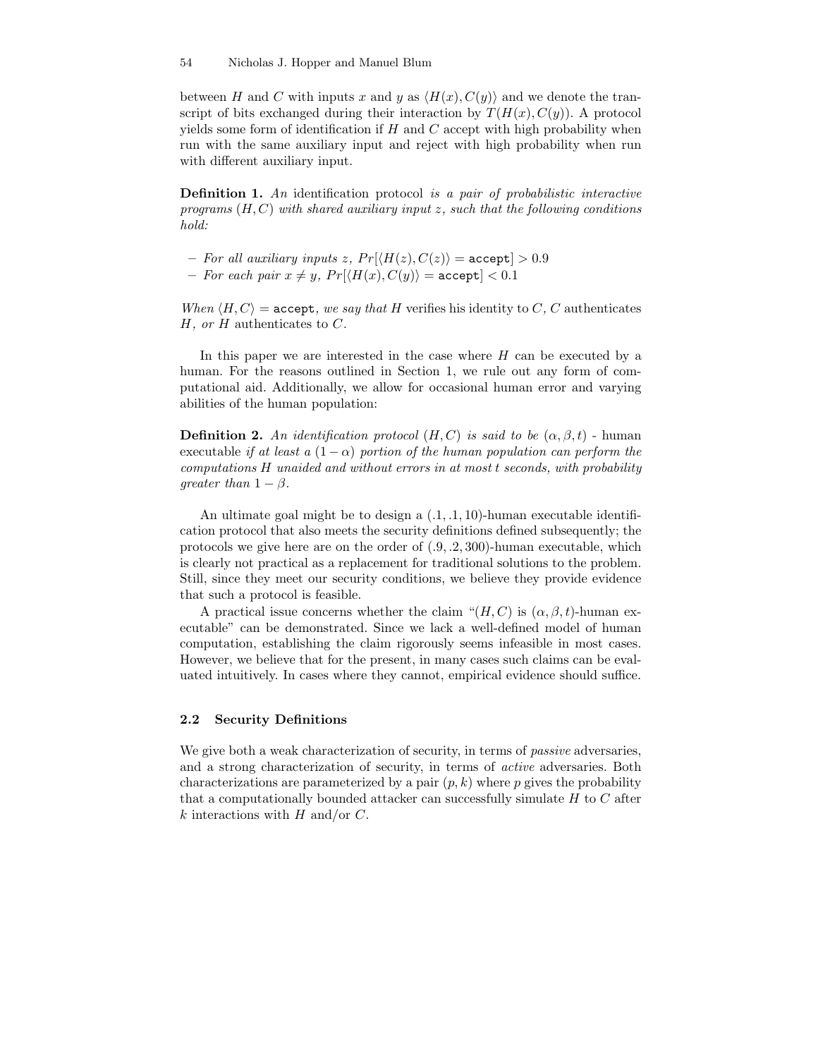between $H$ and $C$ with inputs $x$ and $y$ as $\langle H(x), C(y) \rangle$ and we denote the transcript of bits exchanged during their interaction by $T(H(x), C(y))$. A protocol yields some form of identification if $H$ and $C$ accept with high probability when run with the same auxiliary input and reject with high probability when run with different auxiliary input.

**Definition 1.** *An* identification protocol *is a pair of probabilistic interactive programs* $(H, C)$ *with shared auxiliary input* $z$*, such that the following conditions hold:*

- *For all auxiliary inputs* $z$*,* $Pr[\langle H(z), C(z) \rangle = \texttt{accept}] > 0.9$
- *For each pair* $x \neq y$*,* $Pr[\langle H(x), C(y) \rangle = \texttt{accept}] < 0.1$

*When* $\langle H, C \rangle = \texttt{accept}$*, we say that* $H$ verifies his identity to $C$*,* $C$ authenticates $H$*, or* $H$ authenticates to $C$*.*

In this paper we are interested in the case where $H$ can be executed by a human. For the reasons outlined in Section 1, we rule out any form of computational aid. Additionally, we allow for occasional human error and varying abilities of the human population:

**Definition 2.** *An identification protocol* $(H, C)$ *is said to be* $(\alpha, \beta, t)$ - human executable *if at least a* $(1 - \alpha)$ *portion of the human population can perform the computations* $H$ *unaided and without errors in at most* $t$ *seconds, with probability greater than* $1 - \beta$*.*

An ultimate goal might be to design a $(.1, .1, 10)$-human executable identification protocol that also meets the security definitions defined subsequently; the protocols we give here are on the order of $(.9, .2, 300)$-human executable, which is clearly not practical as a replacement for traditional solutions to the problem. Still, since they meet our security conditions, we believe they provide evidence that such a protocol is feasible.

A practical issue concerns whether the claim "$(H, C)$ is $(\alpha, \beta, t)$-human executable" can be demonstrated. Since we lack a well-defined model of human computation, establishing the claim rigorously seems infeasible in most cases. However, we believe that for the present, in many cases such claims can be evaluated intuitively. In cases where they cannot, empirical evidence should suffice.

### 2.2 Security Definitions

We give both a weak characterization of security, in terms of *passive* adversaries, and a strong characterization of security, in terms of *active* adversaries. Both characterizations are parameterized by a pair $(p, k)$ where $p$ gives the probability that a computationally bounded attacker can successfully simulate $H$ to $C$ after $k$ interactions with $H$ and/or $C$.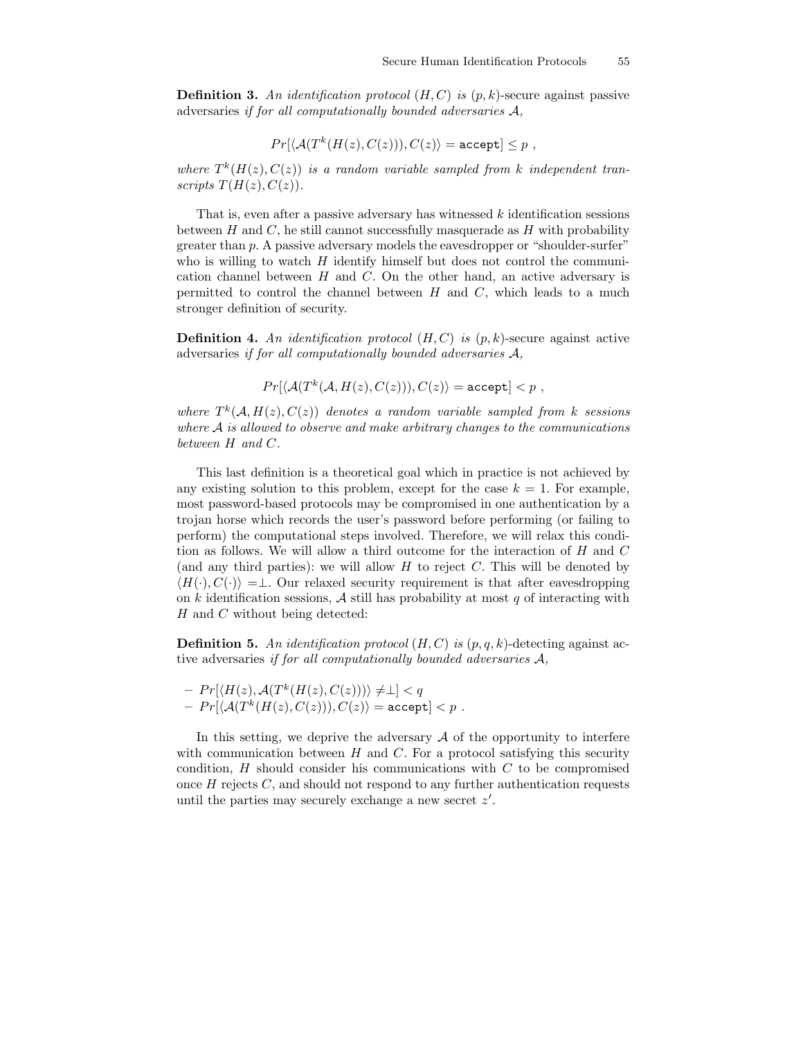**Definition 3.** *An identification protocol* $(H, C)$ *is* $(p, k)$-secure against passive adversaries *if for all computationally bounded adversaries* $\mathcal{A}$*,*

$$Pr[\langle \mathcal{A}(T^k(H(z), C(z))), C(z)\rangle = \texttt{accept}] \leq p \ ,$$

*where* $T^k(H(z), C(z))$ *is a random variable sampled from* $k$ *independent transcripts* $T(H(z), C(z))$*.*

That is, even after a passive adversary has witnessed $k$ identification sessions between $H$ and $C$, he still cannot successfully masquerade as $H$ with probability greater than $p$. A passive adversary models the eavesdropper or "shoulder-surfer" who is willing to watch $H$ identify himself but does not control the communication channel between $H$ and $C$. On the other hand, an active adversary is permitted to control the channel between $H$ and $C$, which leads to a much stronger definition of security.

**Definition 4.** *An identification protocol* $(H, C)$ *is* $(p, k)$-secure against active adversaries *if for all computationally bounded adversaries* $\mathcal{A}$*,*

$$Pr[\langle \mathcal{A}(T^k(\mathcal{A}, H(z), C(z))), C(z)\rangle = \texttt{accept}] < p \ ,$$

*where* $T^k(\mathcal{A}, H(z), C(z))$ *denotes a random variable sampled from* $k$ *sessions where* $\mathcal{A}$ *is allowed to observe and make arbitrary changes to the communications between* $H$ *and* $C$*.*

This last definition is a theoretical goal which in practice is not achieved by any existing solution to this problem, except for the case $k = 1$. For example, most password-based protocols may be compromised in one authentication by a trojan horse which records the user's password before performing (or failing to perform) the computational steps involved. Therefore, we will relax this condition as follows. We will allow a third outcome for the interaction of $H$ and $C$ (and any third parties): we will allow $H$ to reject $C$. This will be denoted by $\langle H(\cdot), C(\cdot)\rangle = \perp$. Our relaxed security requirement is that after eavesdropping on $k$ identification sessions, $\mathcal{A}$ still has probability at most $q$ of interacting with $H$ and $C$ without being detected:

**Definition 5.** *An identification protocol* $(H, C)$ *is* $(p, q, k)$-detecting against active adversaries *if for all computationally bounded adversaries* $\mathcal{A}$*,*

- $Pr[\langle H(z), \mathcal{A}(T^k(H(z), C(z)))\rangle \neq \perp] < q$
- $Pr[\langle \mathcal{A}(T^k(H(z), C(z))), C(z)\rangle = \texttt{accept}] < p$ .

In this setting, we deprive the adversary $\mathcal{A}$ of the opportunity to interfere with communication between $H$ and $C$. For a protocol satisfying this security condition, $H$ should consider his communications with $C$ to be compromised once $H$ rejects $C$, and should not respond to any further authentication requests until the parties may securely exchange a new secret $z'$.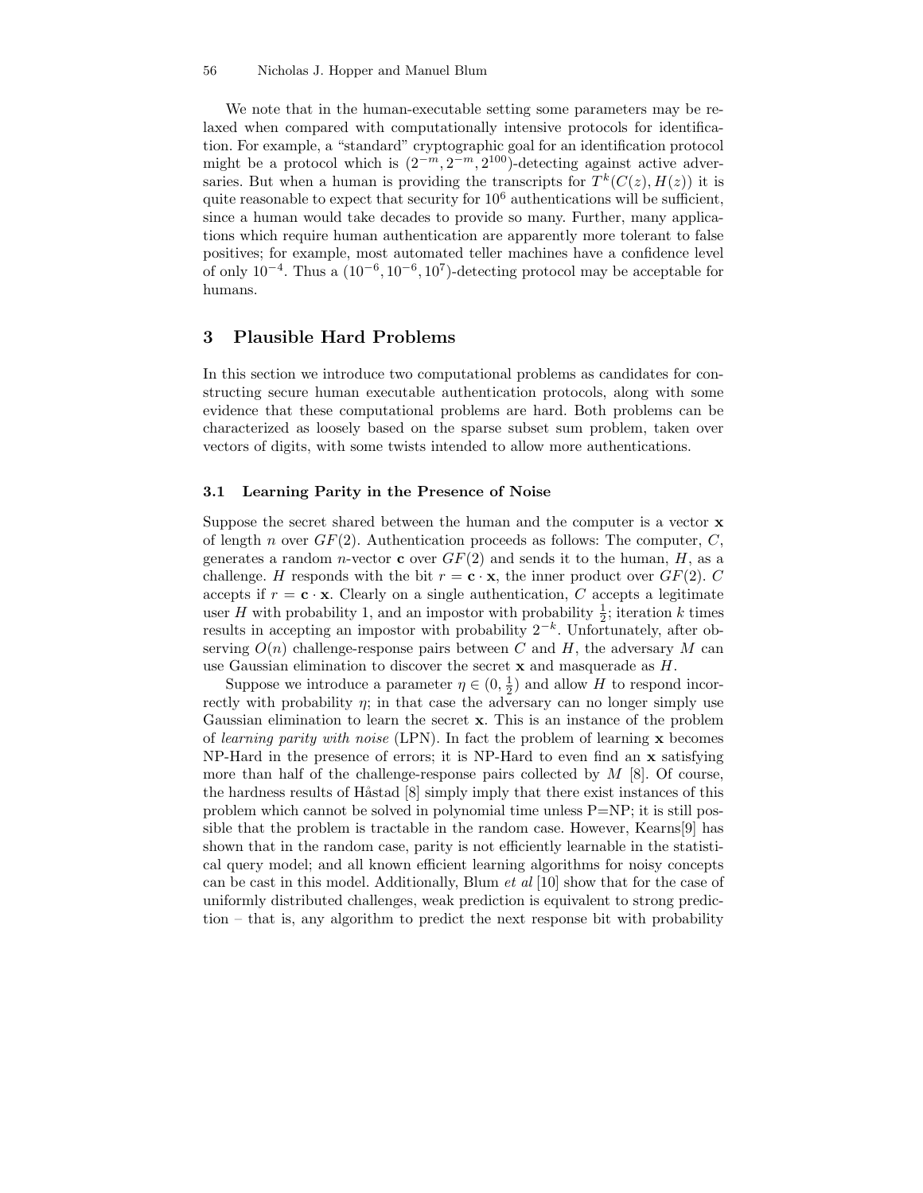We note that in the human-executable setting some parameters may be relaxed when compared with computationally intensive protocols for identification. For example, a "standard" cryptographic goal for an identification protocol might be a protocol which is $(2^{-m}, 2^{-m}, 2^{100})$-detecting against active adversaries. But when a human is providing the transcripts for $T^k(C(z), H(z))$ it is quite reasonable to expect that security for $10^6$ authentications will be sufficient, since a human would take decades to provide so many. Further, many applications which require human authentication are apparently more tolerant to false positives; for example, most automated teller machines have a confidence level of only $10^{-4}$. Thus a $(10^{-6}, 10^{-6}, 10^7)$-detecting protocol may be acceptable for humans.

## 3 Plausible Hard Problems

In this section we introduce two computational problems as candidates for constructing secure human executable authentication protocols, along with some evidence that these computational problems are hard. Both problems can be characterized as loosely based on the sparse subset sum problem, taken over vectors of digits, with some twists intended to allow more authentications.

### 3.1 Learning Parity in the Presence of Noise

Suppose the secret shared between the human and the computer is a vector $\mathbf{x}$ of length $n$ over $GF(2)$. Authentication proceeds as follows: The computer, $C$, generates a random $n$-vector $\mathbf{c}$ over $GF(2)$ and sends it to the human, $H$, as a challenge. $H$ responds with the bit $r = \mathbf{c} \cdot \mathbf{x}$, the inner product over $GF(2)$. $C$ accepts if $r = \mathbf{c} \cdot \mathbf{x}$. Clearly on a single authentication, $C$ accepts a legitimate user $H$ with probability 1, and an impostor with probability $\frac{1}{2}$; iteration $k$ times results in accepting an impostor with probability $2^{-k}$. Unfortunately, after observing $O(n)$ challenge-response pairs between $C$ and $H$, the adversary $M$ can use Gaussian elimination to discover the secret $\mathbf{x}$ and masquerade as $H$.

Suppose we introduce a parameter $\eta \in (0, \frac{1}{2})$ and allow $H$ to respond incorrectly with probability $\eta$; in that case the adversary can no longer simply use Gaussian elimination to learn the secret $\mathbf{x}$. This is an instance of the problem of *learning parity with noise* (LPN). In fact the problem of learning $\mathbf{x}$ becomes NP-Hard in the presence of errors; it is NP-Hard to even find an $\mathbf{x}$ satisfying more than half of the challenge-response pairs collected by $M$ [8]. Of course, the hardness results of Håstad [8] simply imply that there exist instances of this problem which cannot be solved in polynomial time unless P=NP; it is still possible that the problem is tractable in the random case. However, Kearns[9] has shown that in the random case, parity is not efficiently learnable in the statistical query model; and all known efficient learning algorithms for noisy concepts can be cast in this model. Additionally, Blum *et al* [10] show that for the case of uniformly distributed challenges, weak prediction is equivalent to strong prediction – that is, any algorithm to predict the next response bit with probability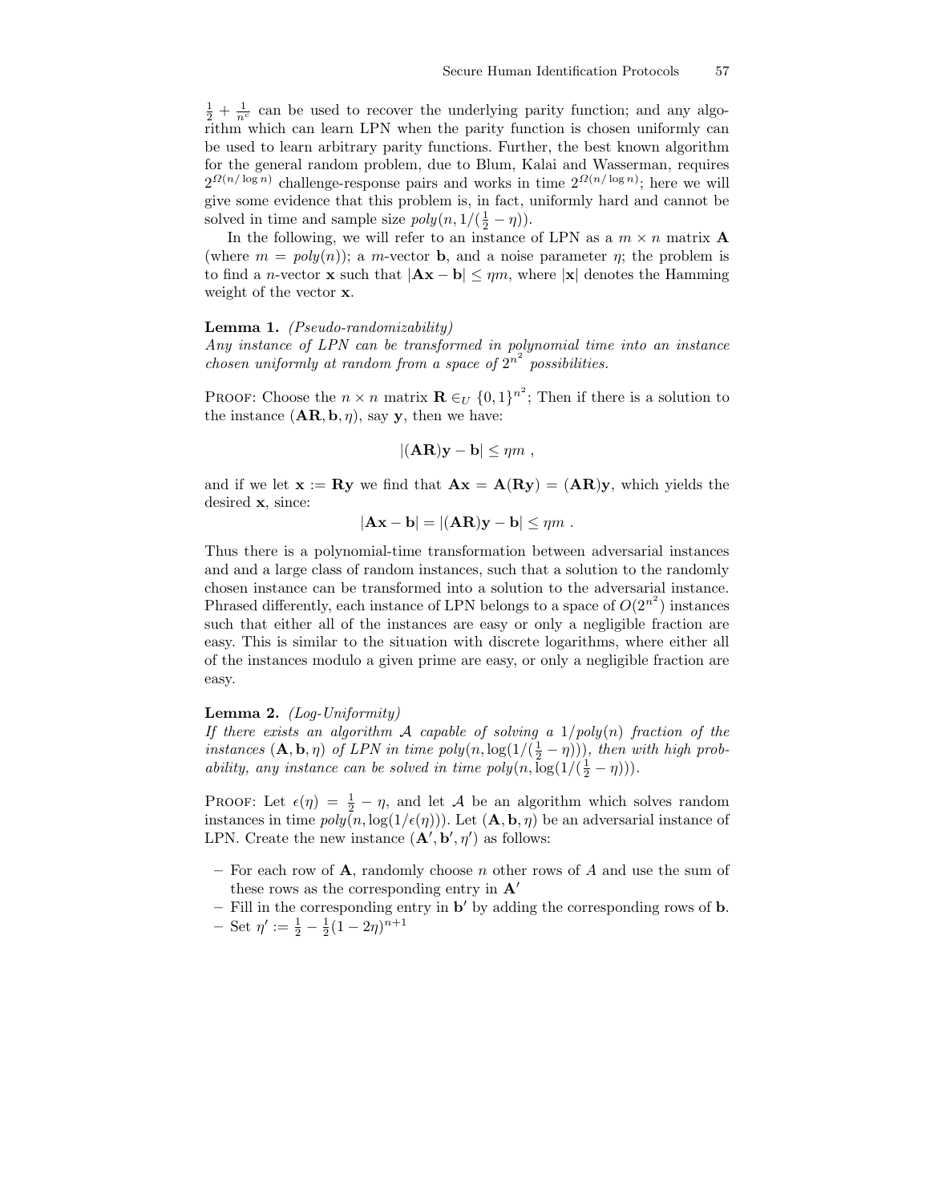$\frac{1}{2} + \frac{1}{n^c}$ can be used to recover the underlying parity function; and any algorithm which can learn LPN when the parity function is chosen uniformly can be used to learn arbitrary parity functions. Further, the best known algorithm for the general random problem, due to Blum, Kalai and Wasserman, requires $2^{\Omega(n/\log n)}$ challenge-response pairs and works in time $2^{\Omega(n/\log n)}$; here we will give some evidence that this problem is, in fact, uniformly hard and cannot be solved in time and sample size $poly(n, 1/(\frac{1}{2} - \eta))$.

In the following, we will refer to an instance of LPN as a $m \times n$ matrix $\mathbf{A}$ (where $m = poly(n)$); a $m$-vector $\mathbf{b}$, and a noise parameter $\eta$; the problem is to find a $n$-vector $\mathbf{x}$ such that $|\mathbf{Ax} - \mathbf{b}| \leq \eta m$, where $|\mathbf{x}|$ denotes the Hamming weight of the vector $\mathbf{x}$.

**Lemma 1.** *(Pseudo-randomizability)*
*Any instance of LPN can be transformed in polynomial time into an instance chosen uniformly at random from a space of $2^{n^2}$ possibilities.*

Proof: Choose the $n \times n$ matrix $\mathbf{R} \in_U \{0,1\}^{n^2}$; Then if there is a solution to the instance $(\mathbf{AR}, \mathbf{b}, \eta)$, say $\mathbf{y}$, then we have:

$$|(\mathbf{AR})\mathbf{y} - \mathbf{b}| \leq \eta m \ ,$$

and if we let $\mathbf{x} := \mathbf{Ry}$ we find that $\mathbf{Ax} = \mathbf{A}(\mathbf{Ry}) = (\mathbf{AR})\mathbf{y}$, which yields the desired $\mathbf{x}$, since:

$$|\mathbf{Ax} - \mathbf{b}| = |(\mathbf{AR})\mathbf{y} - \mathbf{b}| \leq \eta m \ .$$

Thus there is a polynomial-time transformation between adversarial instances and and a large class of random instances, such that a solution to the randomly chosen instance can be transformed into a solution to the adversarial instance. Phrased differently, each instance of LPN belongs to a space of $O(2^{n^2})$ instances such that either all of the instances are easy or only a negligible fraction are easy. This is similar to the situation with discrete logarithms, where either all of the instances modulo a given prime are easy, or only a negligible fraction are easy.

**Lemma 2.** *(Log-Uniformity)*
*If there exists an algorithm $\mathcal{A}$ capable of solving a $1/poly(n)$ fraction of the instances $(\mathbf{A}, \mathbf{b}, \eta)$ of LPN in time $poly(n, \log(1/(\frac{1}{2} - \eta)))$, then with high probability, any instance can be solved in time $poly(n, \log(1/(\frac{1}{2} - \eta)))$.*

Proof: Let $\epsilon(\eta) = \frac{1}{2} - \eta$, and let $\mathcal{A}$ be an algorithm which solves random instances in time $poly(n, \log(1/\epsilon(\eta)))$. Let $(\mathbf{A}, \mathbf{b}, \eta)$ be an adversarial instance of LPN. Create the new instance $(\mathbf{A}', \mathbf{b}', \eta')$ as follows:

- For each row of $\mathbf{A}$, randomly choose $n$ other rows of $A$ and use the sum of these rows as the corresponding entry in $\mathbf{A}'$
- Fill in the corresponding entry in $\mathbf{b}'$ by adding the corresponding rows of $\mathbf{b}$.
- Set $\eta' := \frac{1}{2} - \frac{1}{2}(1 - 2\eta)^{n+1}$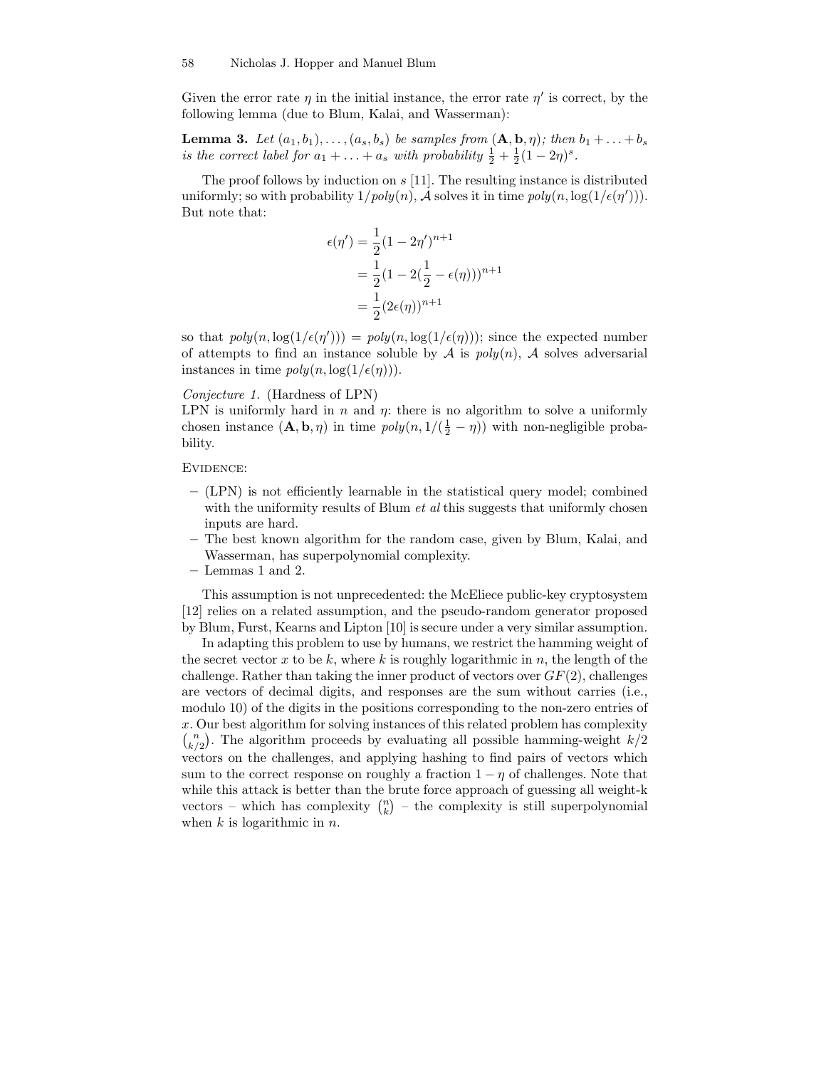Given the error rate $\eta$ in the initial instance, the error rate $\eta'$ is correct, by the following lemma (due to Blum, Kalai, and Wasserman):

**Lemma 3.** *Let $(a_1, b_1), \ldots, (a_s, b_s)$ be samples from $(\mathbf{A}, \mathbf{b}, \eta)$; then $b_1 + \ldots + b_s$ is the correct label for $a_1 + \ldots + a_s$ with probability $\frac{1}{2} + \frac{1}{2}(1 - 2\eta)^s$.*

The proof follows by induction on $s$ [11]. The resulting instance is distributed uniformly; so with probability $1/poly(n)$, $\mathcal{A}$ solves it in time $poly(n, \log(1/\epsilon(\eta')))$. But note that:

$$
\begin{aligned}
\epsilon(\eta') &= \frac{1}{2}(1 - 2\eta')^{n+1} \\
&= \frac{1}{2}(1 - 2(\frac{1}{2} - \epsilon(\eta)))^{n+1} \\
&= \frac{1}{2}(2\epsilon(\eta))^{n+1}
\end{aligned}
$$

so that $poly(n, \log(1/\epsilon(\eta'))) = poly(n, \log(1/\epsilon(\eta)))$; since the expected number of attempts to find an instance soluble by $\mathcal{A}$ is $poly(n)$, $\mathcal{A}$ solves adversarial instances in time $poly(n, \log(1/\epsilon(\eta)))$.

*Conjecture 1.* (Hardness of LPN)
LPN is uniformly hard in $n$ and $\eta$: there is no algorithm to solve a uniformly chosen instance $(\mathbf{A}, \mathbf{b}, \eta)$ in time $poly(n, 1/(\frac{1}{2} - \eta))$ with non-negligible probability.

Evidence:

- (LPN) is not efficiently learnable in the statistical query model; combined with the uniformity results of Blum *et al* this suggests that uniformly chosen inputs are hard.
- The best known algorithm for the random case, given by Blum, Kalai, and Wasserman, has superpolynomial complexity.
- Lemmas 1 and 2.

This assumption is not unprecedented: the McEliece public-key cryptosystem [12] relies on a related assumption, and the pseudo-random generator proposed by Blum, Furst, Kearns and Lipton [10] is secure under a very similar assumption.

In adapting this problem to use by humans, we restrict the hamming weight of the secret vector $x$ to be $k$, where $k$ is roughly logarithmic in $n$, the length of the challenge. Rather than taking the inner product of vectors over $GF(2)$, challenges are vectors of decimal digits, and responses are the sum without carries (i.e., modulo 10) of the digits in the positions corresponding to the non-zero entries of $x$. Our best algorithm for solving instances of this related problem has complexity $\binom{n}{k/2}$. The algorithm proceeds by evaluating all possible hamming-weight $k/2$ vectors on the challenges, and applying hashing to find pairs of vectors which sum to the correct response on roughly a fraction $1 - \eta$ of challenges. Note that while this attack is better than the brute force approach of guessing all weight-k vectors – which has complexity $\binom{n}{k}$ – the complexity is still superpolynomial when $k$ is logarithmic in $n$.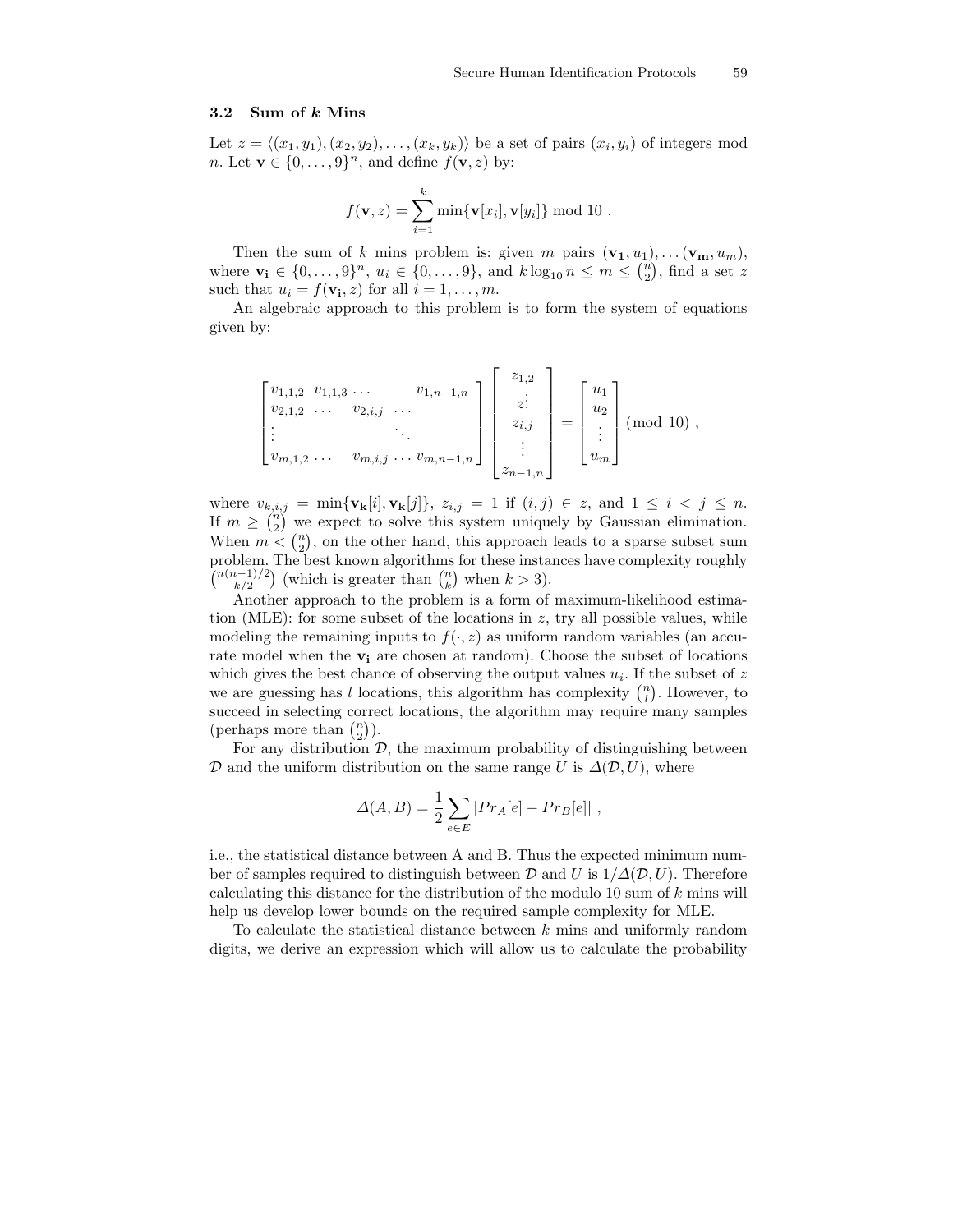### 3.2 Sum of $k$ Mins

Let $z = \langle (x_1, y_1), (x_2, y_2), \ldots, (x_k, y_k) \rangle$ be a set of pairs $(x_i, y_i)$ of integers mod $n$. Let $\mathbf{v} \in \{0, \ldots, 9\}^n$, and define $f(\mathbf{v}, z)$ by:

$$f(\mathbf{v}, z) = \sum_{i=1}^{k} \min\{\mathbf{v}[x_i], \mathbf{v}[y_i]\} \bmod 10 \ .$$

Then the sum of $k$ mins problem is: given $m$ pairs $(\mathbf{v_1}, u_1), \ldots (\mathbf{v_m}, u_m)$, where $\mathbf{v_i} \in \{0, \ldots, 9\}^n$, $u_i \in \{0, \ldots, 9\}$, and $k \log_{10} n \leq m \leq \binom{n}{2}$, find a set $z$ such that $u_i = f(\mathbf{v_i}, z)$ for all $i = 1, \ldots, m$.

An algebraic approach to this problem is to form the system of equations given by:

$$\begin{bmatrix} v_{1,1,2} & v_{1,1,3} & \cdots & & v_{1,n-1,n} \\ v_{2,1,2} & \cdots & v_{2,i,j} & \cdots & \\ \vdots & & & \ddots & \\ v_{m,1,2} & \cdots & v_{m,i,j} & \cdots & v_{m,n-1,n} \end{bmatrix} \begin{bmatrix} z_{1,2} \\ \vdots \\ z_{i,j} \\ \vdots \\ z_{n-1,n} \end{bmatrix} = \begin{bmatrix} u_1 \\ u_2 \\ \vdots \\ u_m \end{bmatrix} \pmod{10} \ ,$$

where $v_{k,i,j} = \min\{\mathbf{v_k}[i], \mathbf{v_k}[j]\}$, $z_{i,j} = 1$ if $(i,j) \in z$, and $1 \leq i < j \leq n$. If $m \geq \binom{n}{2}$ we expect to solve this system uniquely by Gaussian elimination. When $m < \binom{n}{2}$, on the other hand, this approach leads to a sparse subset sum problem. The best known algorithms for these instances have complexity roughly $\binom{n(n-1)/2}{k/2}$ (which is greater than $\binom{n}{k}$ when $k > 3$).

Another approach to the problem is a form of maximum-likelihood estimation (MLE): for some subset of the locations in $z$, try all possible values, while modeling the remaining inputs to $f(\cdot, z)$ as uniform random variables (an accurate model when the $\mathbf{v_i}$ are chosen at random). Choose the subset of locations which gives the best chance of observing the output values $u_i$. If the subset of $z$ we are guessing has $l$ locations, this algorithm has complexity $\binom{n}{l}$. However, to succeed in selecting correct locations, the algorithm may require many samples (perhaps more than $\binom{n}{2}$).

For any distribution $\mathcal{D}$, the maximum probability of distinguishing between $\mathcal{D}$ and the uniform distribution on the same range $U$ is $\Delta(\mathcal{D}, U)$, where

$$\Delta(A, B) = \frac{1}{2} \sum_{e \in E} |Pr_A[e] - Pr_B[e]| \ ,$$

i.e., the statistical distance between A and B. Thus the expected minimum number of samples required to distinguish between $\mathcal{D}$ and $U$ is $1/\Delta(\mathcal{D}, U)$. Therefore calculating this distance for the distribution of the modulo 10 sum of $k$ mins will help us develop lower bounds on the required sample complexity for MLE.

To calculate the statistical distance between $k$ mins and uniformly random digits, we derive an expression which will allow us to calculate the probability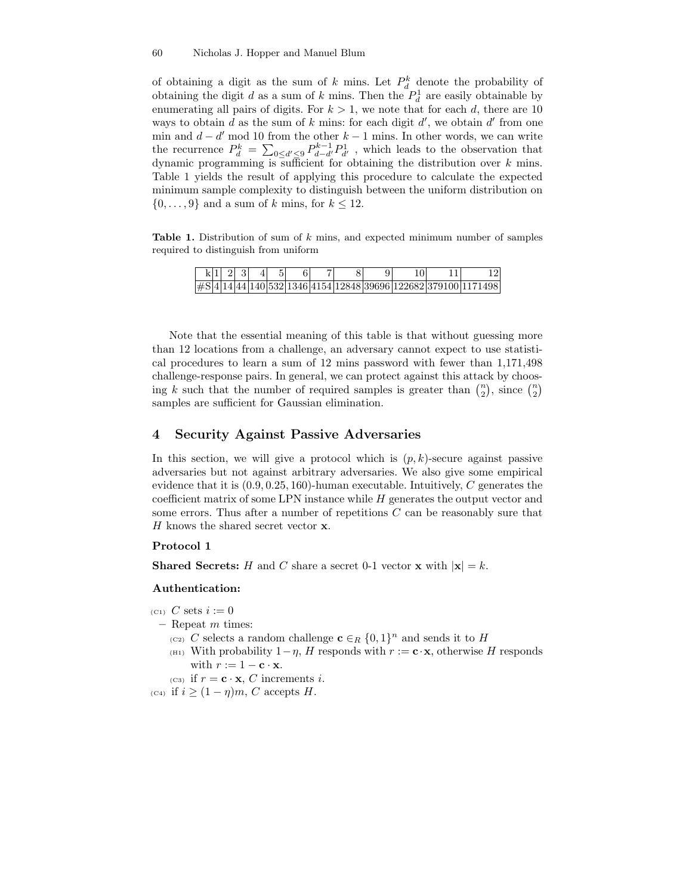of obtaining a digit as the sum of $k$ mins. Let $P_d^k$ denote the probability of obtaining the digit $d$ as a sum of $k$ mins. Then the $P_d^1$ are easily obtainable by enumerating all pairs of digits. For $k > 1$, we note that for each $d$, there are 10 ways to obtain $d$ as the sum of $k$ mins: for each digit $d'$, we obtain $d'$ from one min and $d - d' \bmod 10$ from the other $k - 1$ mins. In other words, we can write the recurrence $P_d^k = \sum_{0 \leq d' \leq 9} P_{d-d'}^{k-1} P_{d'}^1$ , which leads to the observation that dynamic programming is sufficient for obtaining the distribution over $k$ mins. Table 1 yields the result of applying this procedure to calculate the expected minimum sample complexity to distinguish between the uniform distribution on $\{0, \ldots, 9\}$ and a sum of $k$ mins, for $k \leq 12$.

**Table 1.** Distribution of sum of $k$ mins, and expected minimum number of samples required to distinguish from uniform

| k | 1 | 2 | 3 | 4 | 5 | 6 | 7 | 8 | 9 | 10 | 11 | 12 |
|---|---|---|---|---|---|---|---|---|---|---|---|---|
| #S | 4 | 14 | 44 | 140 | 532 | 1346 | 4154 | 12848 | 39696 | 122682 | 379100 | 1171498 |

Note that the essential meaning of this table is that without guessing more than 12 locations from a challenge, an adversary cannot expect to use statistical procedures to learn a sum of 12 mins password with fewer than 1,171,498 challenge-response pairs. In general, we can protect against this attack by choosing $k$ such that the number of required samples is greater than $\binom{n}{2}$, since $\binom{n}{2}$ samples are sufficient for Gaussian elimination.

## 4 Security Against Passive Adversaries

In this section, we will give a protocol which is $(p, k)$-secure against passive adversaries but not against arbitrary adversaries. We also give some empirical evidence that it is $(0.9, 0.25, 160)$-human executable. Intuitively, $C$ generates the coefficient matrix of some LPN instance while $H$ generates the output vector and some errors. Thus after a number of repetitions $C$ can be reasonably sure that $H$ knows the shared secret vector $\mathbf{x}$.

**Protocol 1**

**Shared Secrets:** $H$ and $C$ share a secret 0-1 vector $\mathbf{x}$ with $|\mathbf{x}| = k$.

**Authentication:**

(C1) $C$ sets $i := 0$

- Repeat $m$ times:
  - (C2) $C$ selects a random challenge $\mathbf{c} \in_R \{0, 1\}^n$ and sends it to $H$
  - (H1) With probability $1 - \eta$, $H$ responds with $r := \mathbf{c} \cdot \mathbf{x}$, otherwise $H$ responds with $r := 1 - \mathbf{c} \cdot \mathbf{x}$.
  - (C3) if $r = \mathbf{c} \cdot \mathbf{x}$, $C$ increments $i$.

(C4) if $i \geq (1 - \eta)m$, $C$ accepts $H$.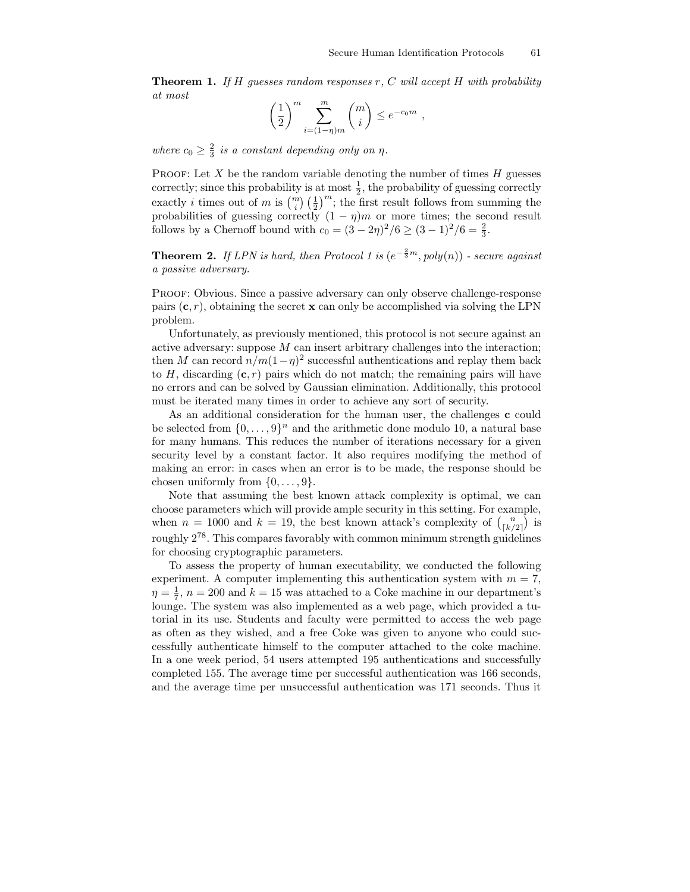**Theorem 1.** *If $H$ guesses random responses $r$, $C$ will accept $H$ with probability at most*

$$\left(\frac{1}{2}\right)^m \sum_{i=(1-\eta)m}^{m} \binom{m}{i} \leq e^{-c_0 m} \ ,$$

*where $c_0 \geq \frac{2}{3}$ is a constant depending only on $\eta$.*

Proof: Let $X$ be the random variable denoting the number of times $H$ guesses correctly; since this probability is at most $\frac{1}{2}$, the probability of guessing correctly exactly $i$ times out of $m$ is $\binom{m}{i}\left(\frac{1}{2}\right)^m$; the first result follows from summing the probabilities of guessing correctly $(1-\eta)m$ or more times; the second result follows by a Chernoff bound with $c_0 = (3-2\eta)^2/6 \geq (3-1)^2/6 = \frac{2}{3}$.

**Theorem 2.** *If LPN is hard, then Protocol 1 is $(e^{-\frac{2}{3}m}, poly(n))$ - secure against a passive adversary.*

Proof: Obvious. Since a passive adversary can only observe challenge-response pairs $(\mathbf{c}, r)$, obtaining the secret $\mathbf{x}$ can only be accomplished via solving the LPN problem.

Unfortunately, as previously mentioned, this protocol is not secure against an active adversary: suppose $M$ can insert arbitrary challenges into the interaction; then $M$ can record $n/m(1-\eta)^2$ successful authentications and replay them back to $H$, discarding $(\mathbf{c}, r)$ pairs which do not match; the remaining pairs will have no errors and can be solved by Gaussian elimination. Additionally, this protocol must be iterated many times in order to achieve any sort of security.

As an additional consideration for the human user, the challenges $\mathbf{c}$ could be selected from $\{0, \ldots, 9\}^n$ and the arithmetic done modulo 10, a natural base for many humans. This reduces the number of iterations necessary for a given security level by a constant factor. It also requires modifying the method of making an error: in cases when an error is to be made, the response should be chosen uniformly from $\{0, \ldots, 9\}$.

Note that assuming the best known attack complexity is optimal, we can choose parameters which will provide ample security in this setting. For example, when $n = 1000$ and $k = 19$, the best known attack's complexity of $\binom{n}{\lceil k/2 \rceil}$ is roughly $2^{78}$. This compares favorably with common minimum strength guidelines for choosing cryptographic parameters.

To assess the property of human executability, we conducted the following experiment. A computer implementing this authentication system with $m = 7$, $\eta = \frac{1}{7}$, $n = 200$ and $k = 15$ was attached to a Coke machine in our department's lounge. The system was also implemented as a web page, which provided a tutorial in its use. Students and faculty were permitted to access the web page as often as they wished, and a free Coke was given to anyone who could successfully authenticate himself to the computer attached to the coke machine. In a one week period, 54 users attempted 195 authentications and successfully completed 155. The average time per successful authentication was 166 seconds, and the average time per unsuccessful authentication was 171 seconds. Thus it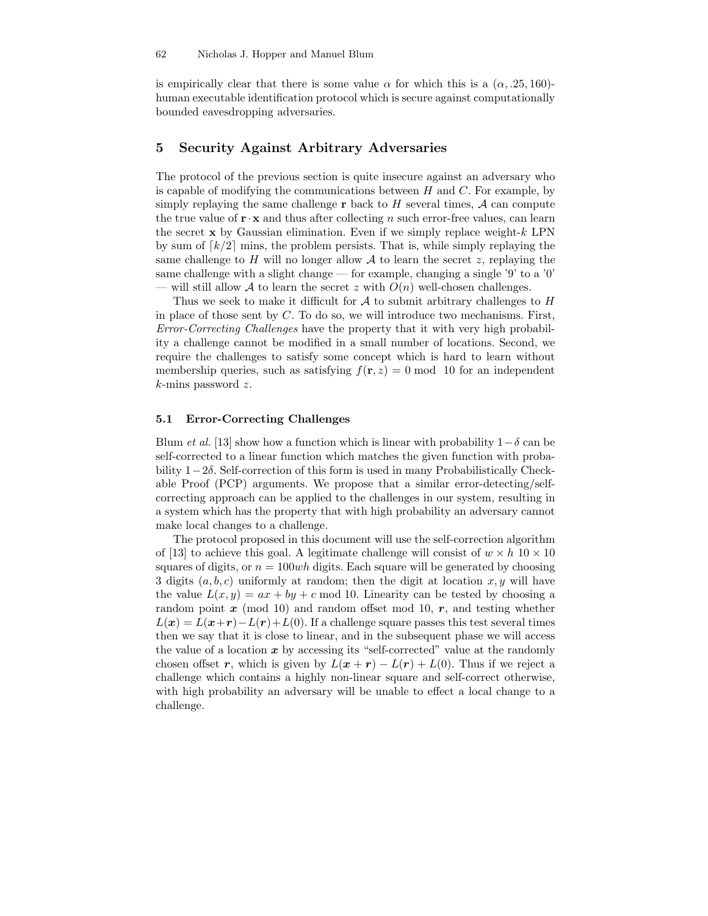is empirically clear that there is some value $\alpha$ for which this is a $(\alpha, .25, 160)$-human executable identification protocol which is secure against computationally bounded eavesdropping adversaries.

## 5 Security Against Arbitrary Adversaries

The protocol of the previous section is quite insecure against an adversary who is capable of modifying the communications between $H$ and $C$. For example, by simply replaying the same challenge $\mathbf{r}$ back to $H$ several times, $\mathcal{A}$ can compute the true value of $\mathbf{r} \cdot \mathbf{x}$ and thus after collecting $n$ such error-free values, can learn the secret $\mathbf{x}$ by Gaussian elimination. Even if we simply replace weight-$k$ LPN by sum of $\lceil k/2 \rceil$ mins, the problem persists. That is, while simply replaying the same challenge to $H$ will no longer allow $\mathcal{A}$ to learn the secret $z$, replaying the same challenge with a slight change — for example, changing a single '9' to a '0' — will still allow $\mathcal{A}$ to learn the secret $z$ with $O(n)$ well-chosen challenges.

Thus we seek to make it difficult for $\mathcal{A}$ to submit arbitrary challenges to $H$ in place of those sent by $C$. To do so, we will introduce two mechanisms. First, *Error-Correcting Challenges* have the property that it with very high probability a challenge cannot be modified in a small number of locations. Second, we require the challenges to satisfy some concept which is hard to learn without membership queries, such as satisfying $f(\mathbf{r}, z) = 0 \bmod 10$ for an independent $k$-mins password $z$.

### 5.1 Error-Correcting Challenges

Blum *et al.* [13] show how a function which is linear with probability $1-\delta$ can be self-corrected to a linear function which matches the given function with probability $1-2\delta$. Self-correction of this form is used in many Probabilistically Checkable Proof (PCP) arguments. We propose that a similar error-detecting/self-correcting approach can be applied to the challenges in our system, resulting in a system which has the property that with high probability an adversary cannot make local changes to a challenge.

The protocol proposed in this document will use the self-correction algorithm of [13] to achieve this goal. A legitimate challenge will consist of $w \times h$ $10 \times 10$ squares of digits, or $n = 100wh$ digits. Each square will be generated by choosing 3 digits $(a, b, c)$ uniformly at random; then the digit at location $x, y$ will have the value $L(x, y) = ax + by + c \bmod 10$. Linearity can be tested by choosing a random point $\boldsymbol{x}$ (mod 10) and random offset mod 10, $\boldsymbol{r}$, and testing whether $L(\boldsymbol{x}) = L(\boldsymbol{x}+\boldsymbol{r}) - L(\boldsymbol{r}) + L(0)$. If a challenge square passes this test several times then we say that it is close to linear, and in the subsequent phase we will access the value of a location $\boldsymbol{x}$ by accessing its "self-corrected" value at the randomly chosen offset $\boldsymbol{r}$, which is given by $L(\boldsymbol{x} + \boldsymbol{r}) - L(\boldsymbol{r}) + L(0)$. Thus if we reject a challenge which contains a highly non-linear square and self-correct otherwise, with high probability an adversary will be unable to effect a local change to a challenge.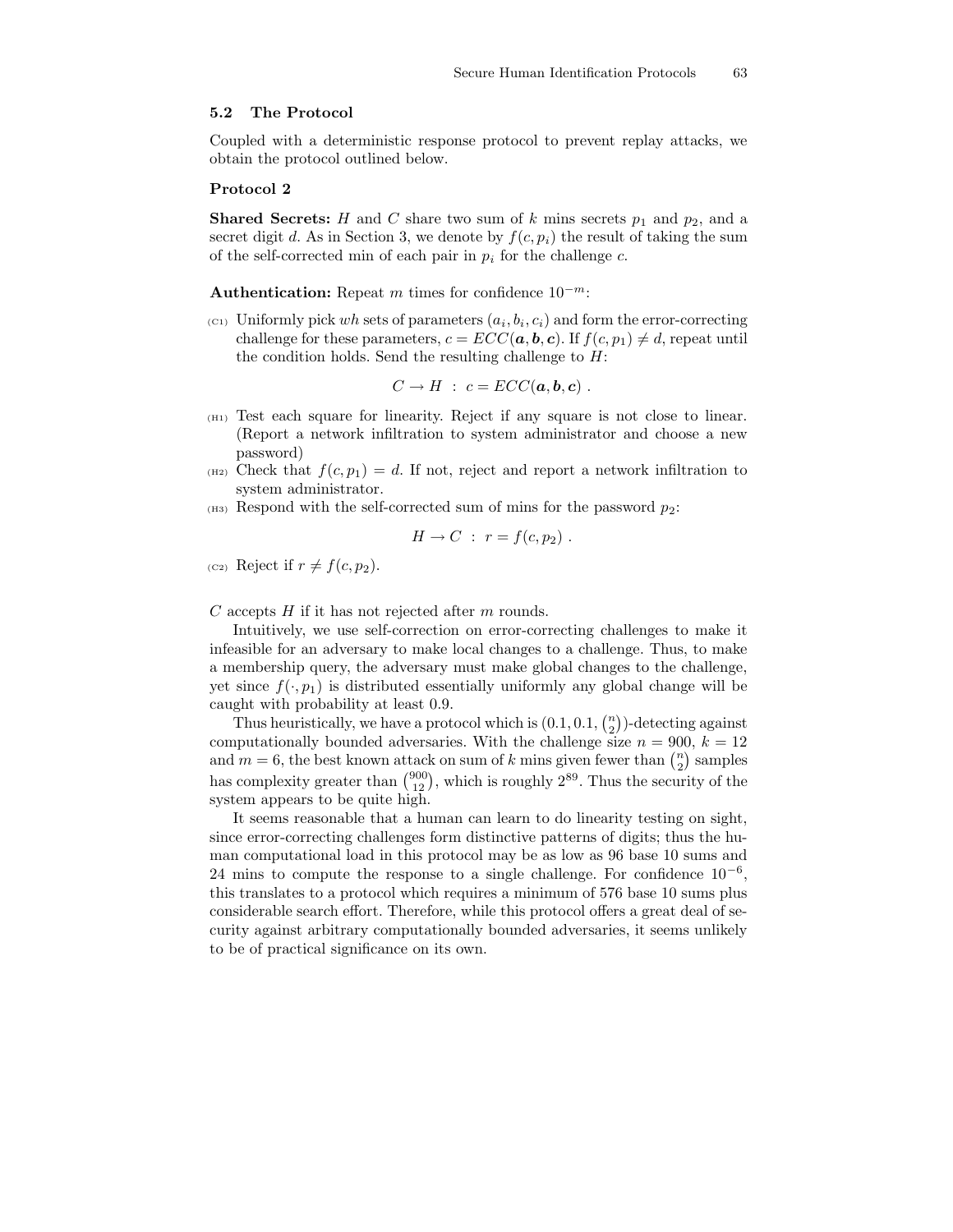### 5.2 The Protocol

Coupled with a deterministic response protocol to prevent replay attacks, we obtain the protocol outlined below.

**Protocol 2**

**Shared Secrets:** $H$ and $C$ share two sum of $k$ mins secrets $p_1$ and $p_2$, and a secret digit $d$. As in Section 3, we denote by $f(c, p_i)$ the result of taking the sum of the self-corrected min of each pair in $p_i$ for the challenge $c$.

**Authentication:** Repeat $m$ times for confidence $10^{-m}$:

(C1) Uniformly pick $wh$ sets of parameters $(a_i, b_i, c_i)$ and form the error-correcting challenge for these parameters, $c = ECC(\boldsymbol{a}, \boldsymbol{b}, \boldsymbol{c})$. If $f(c, p_1) \neq d$, repeat until the condition holds. Send the resulting challenge to $H$:

$$C \to H \;:\; c = ECC(\boldsymbol{a}, \boldsymbol{b}, \boldsymbol{c}) \;.$$

(H1) Test each square for linearity. Reject if any square is not close to linear. (Report a network infiltration to system administrator and choose a new password)

(H2) Check that $f(c, p_1) = d$. If not, reject and report a network infiltration to system administrator.

(H3) Respond with the self-corrected sum of mins for the password $p_2$:

$$H \to C \;:\; r = f(c, p_2) \;.$$

(C2) Reject if $r \neq f(c, p_2)$.

$C$ accepts $H$ if it has not rejected after $m$ rounds.

Intuitively, we use self-correction on error-correcting challenges to make it infeasible for an adversary to make local changes to a challenge. Thus, to make a membership query, the adversary must make global changes to the challenge, yet since $f(\cdot, p_1)$ is distributed essentially uniformly any global change will be caught with probability at least 0.9.

Thus heuristically, we have a protocol which is $(0.1, 0.1, \binom{n}{2})$-detecting against computationally bounded adversaries. With the challenge size $n = 900$, $k = 12$ and $m = 6$, the best known attack on sum of $k$ mins given fewer than $\binom{n}{2}$ samples has complexity greater than $\binom{900}{12}$, which is roughly $2^{89}$. Thus the security of the system appears to be quite high.

It seems reasonable that a human can learn to do linearity testing on sight, since error-correcting challenges form distinctive patterns of digits; thus the human computational load in this protocol may be as low as 96 base 10 sums and 24 mins to compute the response to a single challenge. For confidence $10^{-6}$, this translates to a protocol which requires a minimum of 576 base 10 sums plus considerable search effort. Therefore, while this protocol offers a great deal of security against arbitrary computationally bounded adversaries, it seems unlikely to be of practical significance on its own.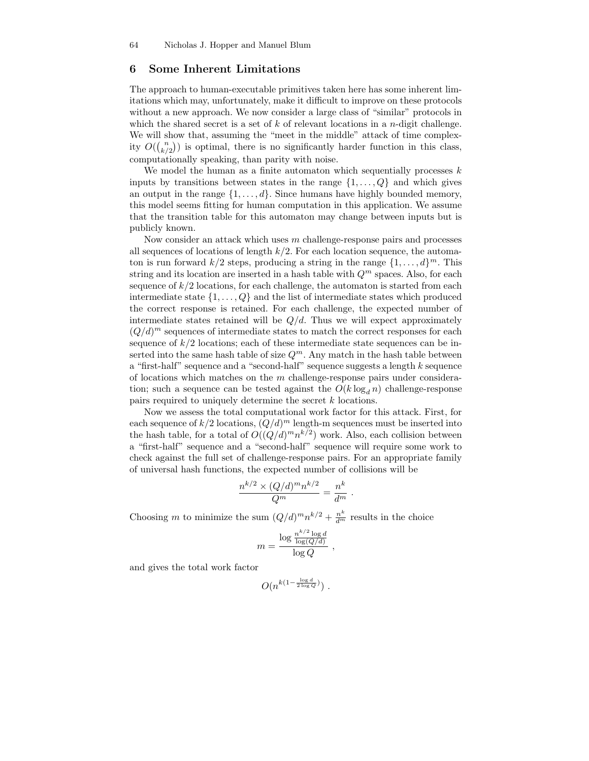## 6 Some Inherent Limitations

The approach to human-executable primitives taken here has some inherent limitations which may, unfortunately, make it difficult to improve on these protocols without a new approach. We now consider a large class of "similar" protocols in which the shared secret is a set of $k$ of relevant locations in a $n$-digit challenge. We will show that, assuming the "meet in the middle" attack of time complexity $O(\binom{n}{k/2})$ is optimal, there is no significantly harder function in this class, computationally speaking, than parity with noise.

We model the human as a finite automaton which sequentially processes $k$ inputs by transitions between states in the range $\{1, \ldots, Q\}$ and which gives an output in the range $\{1, \ldots, d\}$. Since humans have highly bounded memory, this model seems fitting for human computation in this application. We assume that the transition table for this automaton may change between inputs but is publicly known.

Now consider an attack which uses $m$ challenge-response pairs and processes all sequences of locations of length $k/2$. For each location sequence, the automaton is run forward $k/2$ steps, producing a string in the range $\{1, \ldots, d\}^m$. This string and its location are inserted in a hash table with $Q^m$ spaces. Also, for each sequence of $k/2$ locations, for each challenge, the automaton is started from each intermediate state $\{1, \ldots, Q\}$ and the list of intermediate states which produced the correct response is retained. For each challenge, the expected number of intermediate states retained will be $Q/d$. Thus we will expect approximately $(Q/d)^m$ sequences of intermediate states to match the correct responses for each sequence of $k/2$ locations; each of these intermediate state sequences can be inserted into the same hash table of size $Q^m$. Any match in the hash table between a "first-half" sequence and a "second-half" sequence suggests a length $k$ sequence of locations which matches on the $m$ challenge-response pairs under consideration; such a sequence can be tested against the $O(k \log_d n)$ challenge-response pairs required to uniquely determine the secret $k$ locations.

Now we assess the total computational work factor for this attack. First, for each sequence of $k/2$ locations, $(Q/d)^m$ length-m sequences must be inserted into the hash table, for a total of $O((Q/d)^m n^{k/2})$ work. Also, each collision between a "first-half" sequence and a "second-half" sequence will require some work to check against the full set of challenge-response pairs. For an appropriate family of universal hash functions, the expected number of collisions will be

$$\frac{n^{k/2} \times (Q/d)^m n^{k/2}}{Q^m} = \frac{n^k}{d^m} .$$

Choosing $m$ to minimize the sum $(Q/d)^m n^{k/2} + \frac{n^k}{d^m}$ results in the choice

$$m = \frac{\log \frac{n^{k/2} \log d}{\log(Q/d)}}{\log Q} ,$$

and gives the total work factor

$$O(n^{k(1 - \frac{\log d}{2 \log Q})}) .$$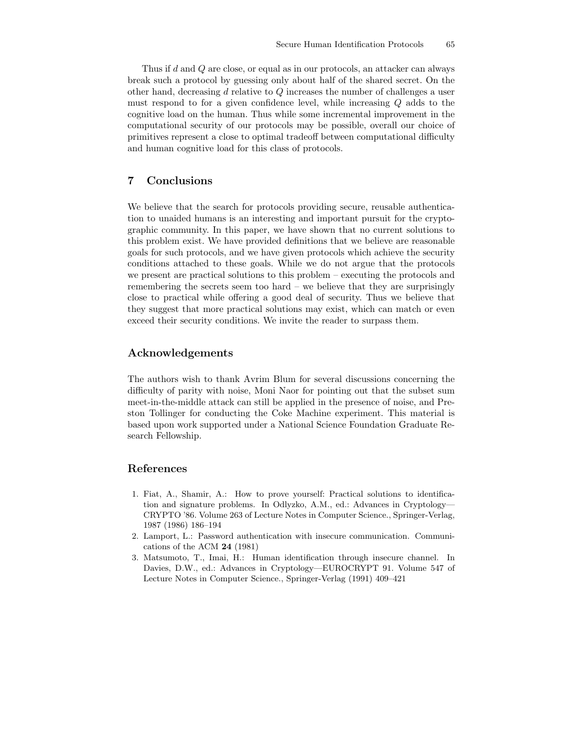Thus if $d$ and $Q$ are close, or equal as in our protocols, an attacker can always break such a protocol by guessing only about half of the shared secret. On the other hand, decreasing $d$ relative to $Q$ increases the number of challenges a user must respond to for a given confidence level, while increasing $Q$ adds to the cognitive load on the human. Thus while some incremental improvement in the computational security of our protocols may be possible, overall our choice of primitives represent a close to optimal tradeoff between computational difficulty and human cognitive load for this class of protocols.

## 7 Conclusions

We believe that the search for protocols providing secure, reusable authentication to unaided humans is an interesting and important pursuit for the cryptographic community. In this paper, we have shown that no current solutions to this problem exist. We have provided definitions that we believe are reasonable goals for such protocols, and we have given protocols which achieve the security conditions attached to these goals. While we do not argue that the protocols we present are practical solutions to this problem – executing the protocols and remembering the secrets seem too hard – we believe that they are surprisingly close to practical while offering a good deal of security. Thus we believe that they suggest that more practical solutions may exist, which can match or even exceed their security conditions. We invite the reader to surpass them.

## Acknowledgements

The authors wish to thank Avrim Blum for several discussions concerning the difficulty of parity with noise, Moni Naor for pointing out that the subset sum meet-in-the-middle attack can still be applied in the presence of noise, and Preston Tollinger for conducting the Coke Machine experiment. This material is based upon work supported under a National Science Foundation Graduate Research Fellowship.

## References

1. Fiat, A., Shamir, A.: How to prove yourself: Practical solutions to identification and signature problems. In Odlyzko, A.M., ed.: Advances in Cryptology—CRYPTO '86. Volume 263 of Lecture Notes in Computer Science., Springer-Verlag, 1987 (1986) 186–194
2. Lamport, L.: Password authentication with insecure communication. Communications of the ACM **24** (1981)
3. Matsumoto, T., Imai, H.: Human identification through insecure channel. In Davies, D.W., ed.: Advances in Cryptology—EUROCRYPT 91. Volume 547 of Lecture Notes in Computer Science., Springer-Verlag (1991) 409–421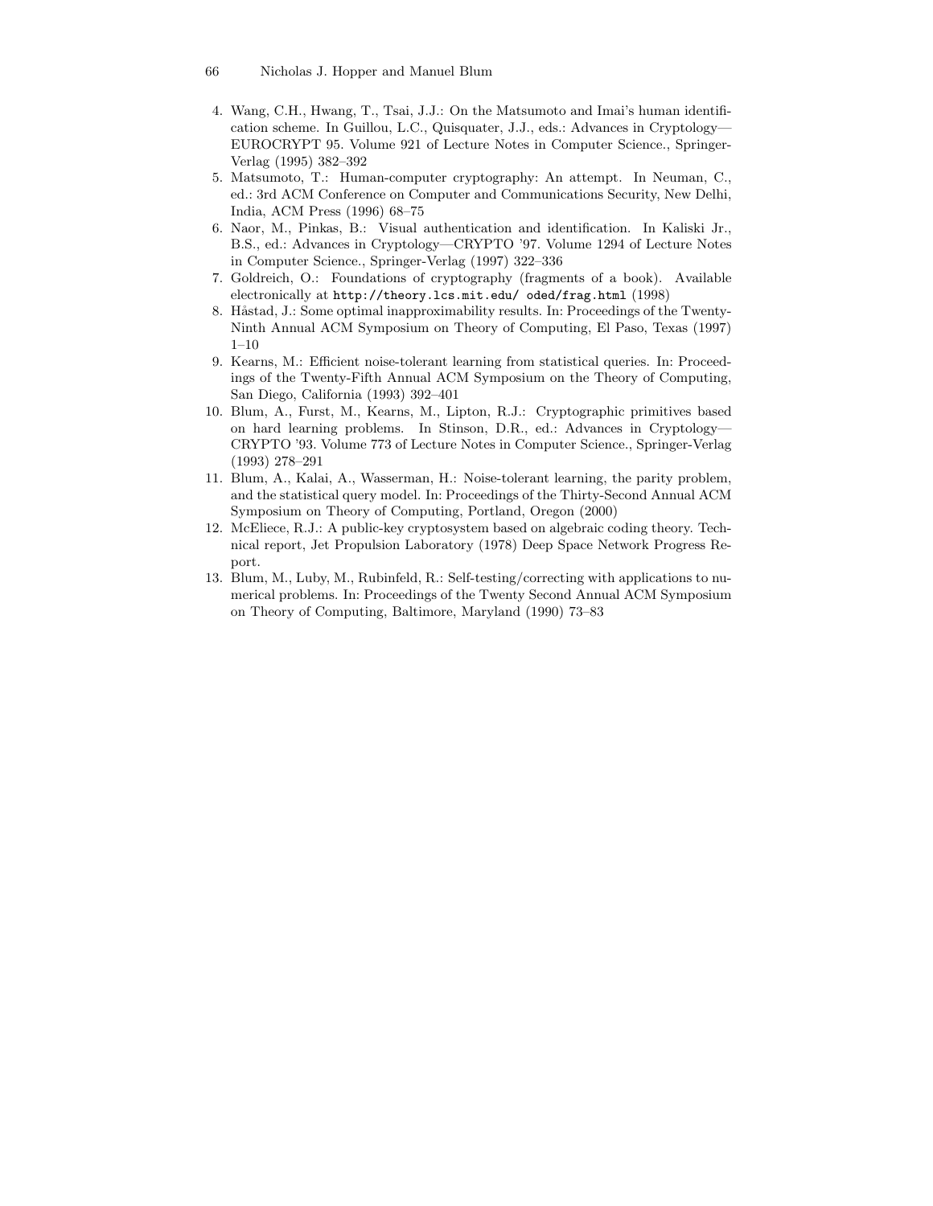4. Wang, C.H., Hwang, T., Tsai, J.J.: On the Matsumoto and Imai's human identification scheme. In Guillou, L.C., Quisquater, J.J., eds.: Advances in Cryptology—EUROCRYPT 95. Volume 921 of Lecture Notes in Computer Science., Springer-Verlag (1995) 382–392
5. Matsumoto, T.: Human-computer cryptography: An attempt. In Neuman, C., ed.: 3rd ACM Conference on Computer and Communications Security, New Delhi, India, ACM Press (1996) 68–75
6. Naor, M., Pinkas, B.: Visual authentication and identification. In Kaliski Jr., B.S., ed.: Advances in Cryptology—CRYPTO '97. Volume 1294 of Lecture Notes in Computer Science., Springer-Verlag (1997) 322–336
7. Goldreich, O.: Foundations of cryptography (fragments of a book). Available electronically at `http://theory.lcs.mit.edu/ oded/frag.html` (1998)
8. Håstad, J.: Some optimal inapproximability results. In: Proceedings of the Twenty-Ninth Annual ACM Symposium on Theory of Computing, El Paso, Texas (1997) 1–10
9. Kearns, M.: Efficient noise-tolerant learning from statistical queries. In: Proceedings of the Twenty-Fifth Annual ACM Symposium on the Theory of Computing, San Diego, California (1993) 392–401
10. Blum, A., Furst, M., Kearns, M., Lipton, R.J.: Cryptographic primitives based on hard learning problems. In Stinson, D.R., ed.: Advances in Cryptology—CRYPTO '93. Volume 773 of Lecture Notes in Computer Science., Springer-Verlag (1993) 278–291
11. Blum, A., Kalai, A., Wasserman, H.: Noise-tolerant learning, the parity problem, and the statistical query model. In: Proceedings of the Thirty-Second Annual ACM Symposium on Theory of Computing, Portland, Oregon (2000)
12. McEliece, R.J.: A public-key cryptosystem based on algebraic coding theory. Technical report, Jet Propulsion Laboratory (1978) Deep Space Network Progress Report.
13. Blum, M., Luby, M., Rubinfeld, R.: Self-testing/correcting with applications to numerical problems. In: Proceedings of the Twenty Second Annual ACM Symposium on Theory of Computing, Baltimore, Maryland (1990) 73–83